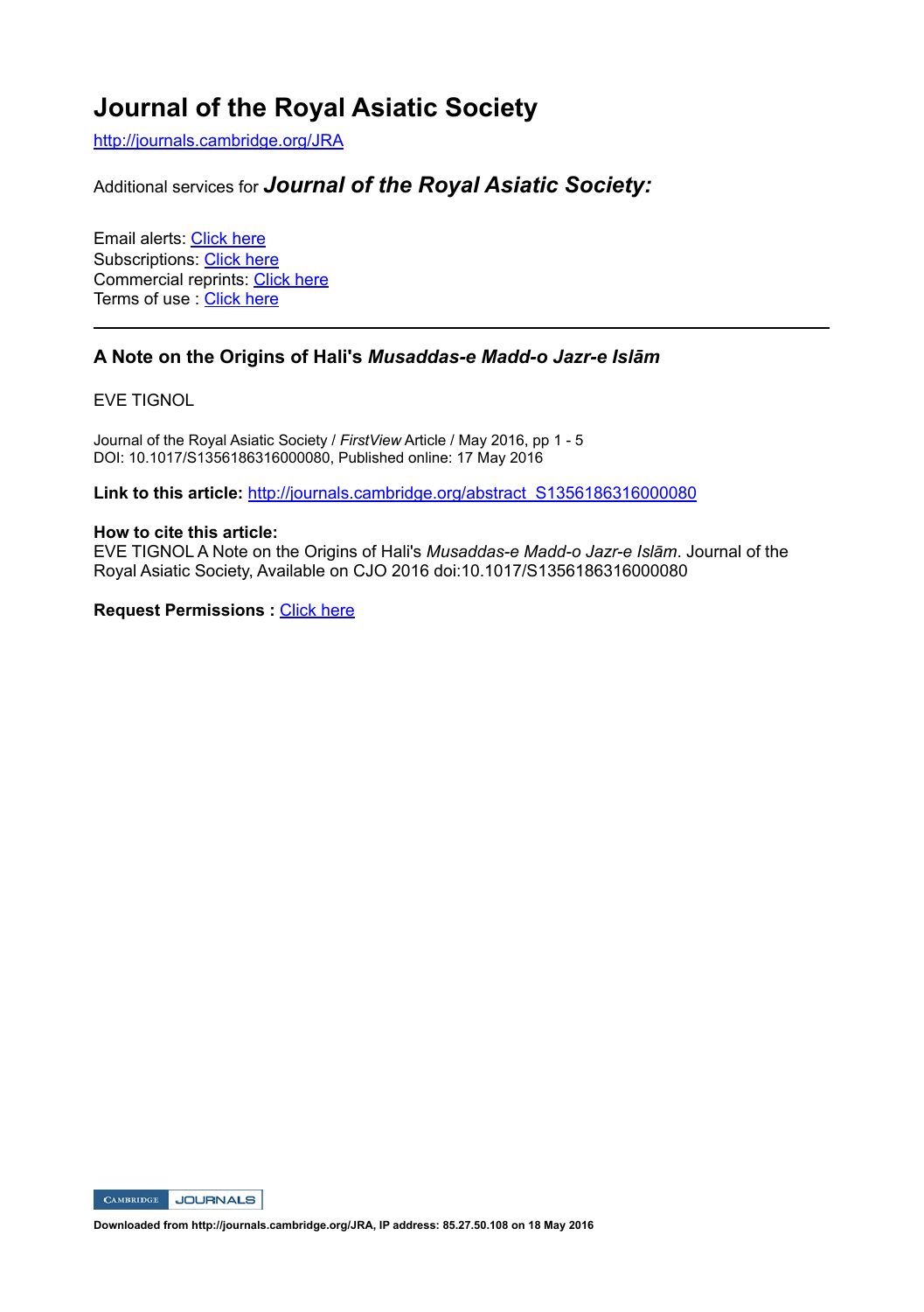# Journal of the Royal Asiatic Society

http://journals.cambridge.org/JRA

Additional services for ***Journal of the Royal Asiatic Society:***

Email alerts: Click here
Subscriptions: Click here
Commercial reprints: Click here
Terms of use : Click here

---

## A Note on the Origins of Hali's *Musaddas-e Madd-o Jazr-e Islām*

EVE TIGNOL

Journal of the Royal Asiatic Society / *FirstView* Article / May 2016, pp 1 - 5
DOI: 10.1017/S1356186316000080, Published online: 17 May 2016

**Link to this article:** http://journals.cambridge.org/abstract_S1356186316000080

**How to cite this article:**
EVE TIGNOL A Note on the Origins of Hali's *Musaddas-e Madd-o Jazr-e Islām*. Journal of the Royal Asiatic Society, Available on CJO 2016 doi:10.1017/S1356186316000080

**Request Permissions :** Click here

Downloaded from http://journals.cambridge.org/JRA, IP address: 85.27.50.108 on 18 May 2016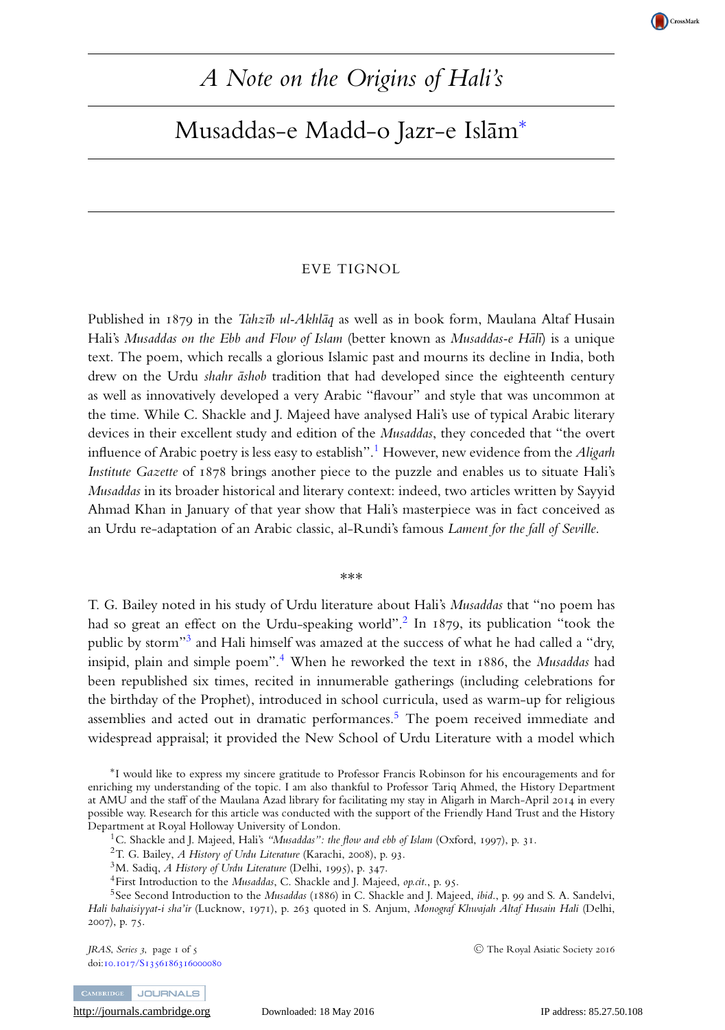# *A Note on the Origins of Hali's*

# Musaddas-e Madd-o Jazr-e Islām*

EVE TIGNOL

Published in 1879 in the *Tahzīb ul-Akhlāq* as well as in book form, Maulana Altaf Husain Hali's *Musaddas on the Ebb and Flow of Islam* (better known as *Musaddas-e Hālī*) is a unique text. The poem, which recalls a glorious Islamic past and mourns its decline in India, both drew on the Urdu *shahr āshob* tradition that had developed since the eighteenth century as well as innovatively developed a very Arabic "flavour" and style that was uncommon at the time. While C. Shackle and J. Majeed have analysed Hali's use of typical Arabic literary devices in their excellent study and edition of the *Musaddas*, they conceded that "the overt influence of Arabic poetry is less easy to establish".[1] However, new evidence from the *Aligarh Institute Gazette* of 1878 brings another piece to the puzzle and enables us to situate Hali's *Musaddas* in its broader historical and literary context: indeed, two articles written by Sayyid Ahmad Khan in January of that year show that Hali's masterpiece was in fact conceived as an Urdu re-adaptation of an Arabic classic, al-Rundi's famous *Lament for the fall of Seville*.

***

T. G. Bailey noted in his study of Urdu literature about Hali's *Musaddas* that "no poem has had so great an effect on the Urdu-speaking world".[2] In 1879, its publication "took the public by storm"[3] and Hali himself was amazed at the success of what he had called a "dry, insipid, plain and simple poem".[4] When he reworked the text in 1886, the *Musaddas* had been republished six times, recited in innumerable gatherings (including celebrations for the birthday of the Prophet), introduced in school curricula, used as warm-up for religious assemblies and acted out in dramatic performances.[5] The poem received immediate and widespread appraisal; it provided the New School of Urdu Literature with a model which

*I would like to express my sincere gratitude to Professor Francis Robinson for his encouragements and for enriching my understanding of the topic. I am also thankful to Professor Tariq Ahmed, the History Department at AMU and the staff of the Maulana Azad library for facilitating my stay in Aligarh in March-April 2014 in every possible way. Research for this article was conducted with the support of the Friendly Hand Trust and the History Department at Royal Holloway University of London.

[1]C. Shackle and J. Majeed, Hali's *"Musaddas": the flow and ebb of Islam* (Oxford, 1997), p. 31.

[2]T. G. Bailey, *A History of Urdu Literature* (Karachi, 2008), p. 93.

[3]M. Sadiq, *A History of Urdu Literature* (Delhi, 1995), p. 347.

[4]First Introduction to the *Musaddas*, C. Shackle and J. Majeed, *op.cit.*, p. 95.

[5]See Second Introduction to the *Musaddas* (1886) in C. Shackle and J. Majeed, *ibid.*, p. 99 and S. A. Sandelvi, *Hali bahaisiyyat-i sha'ir* (Lucknow, 1971), p. 263 quoted in S. Anjum, *Monograf Khwajah Altaf Husain Hali* (Delhi, 2007), p. 75.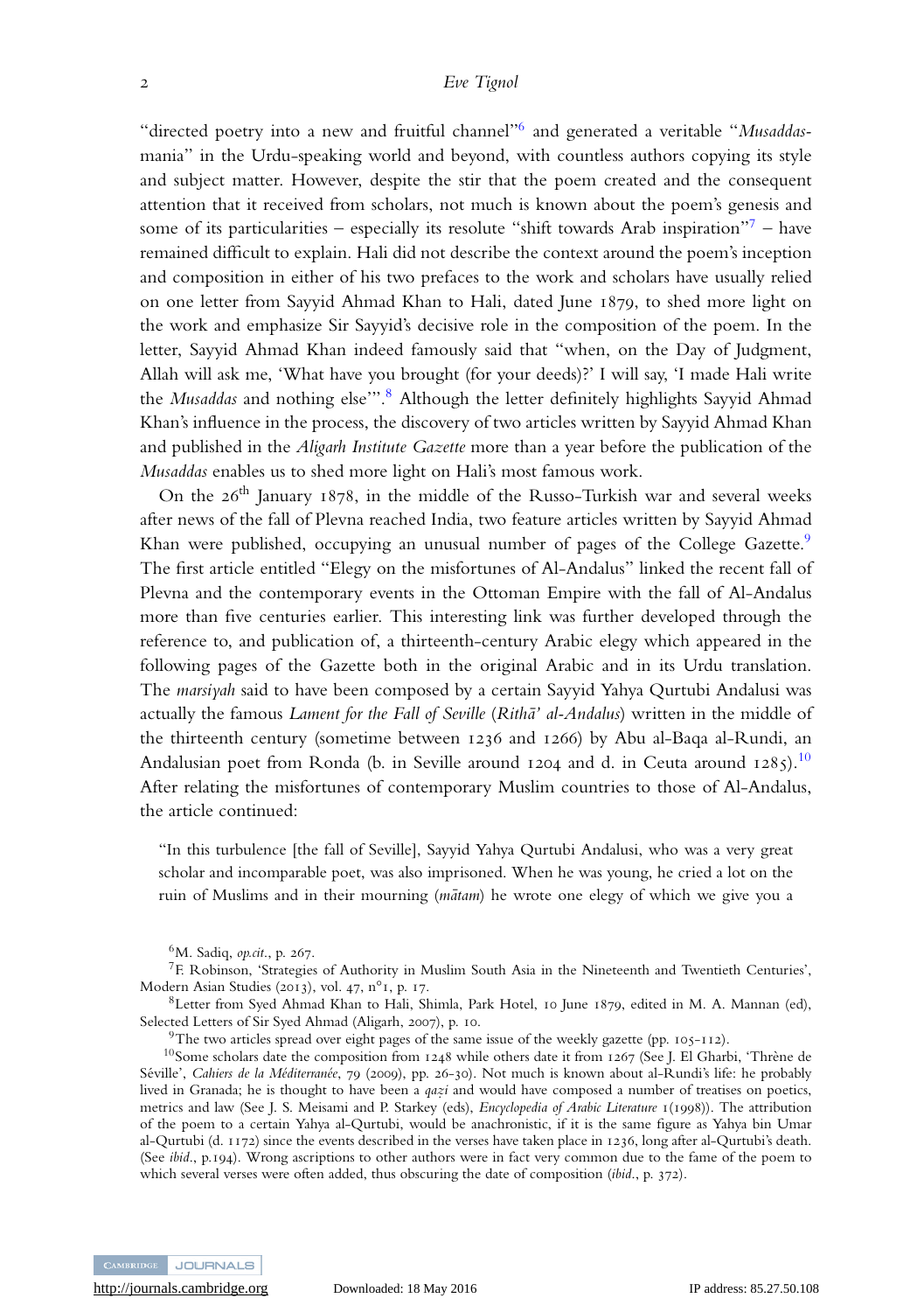"directed poetry into a new and fruitful channel"[6] and generated a veritable "*Musaddas*-mania" in the Urdu-speaking world and beyond, with countless authors copying its style and subject matter. However, despite the stir that the poem created and the consequent attention that it received from scholars, not much is known about the poem's genesis and some of its particularities – especially its resolute "shift towards Arab inspiration"[7] – have remained difficult to explain. Hali did not describe the context around the poem's inception and composition in either of his two prefaces to the work and scholars have usually relied on one letter from Sayyid Ahmad Khan to Hali, dated June 1879, to shed more light on the work and emphasize Sir Sayyid's decisive role in the composition of the poem. In the letter, Sayyid Ahmad Khan indeed famously said that "when, on the Day of Judgment, Allah will ask me, 'What have you brought (for your deeds)?' I will say, 'I made Hali write the *Musaddas* and nothing else'".[8] Although the letter definitely highlights Sayyid Ahmad Khan's influence in the process, the discovery of two articles written by Sayyid Ahmad Khan and published in the *Aligarh Institute Gazette* more than a year before the publication of the *Musaddas* enables us to shed more light on Hali's most famous work.

On the 26th January 1878, in the middle of the Russo-Turkish war and several weeks after news of the fall of Plevna reached India, two feature articles written by Sayyid Ahmad Khan were published, occupying an unusual number of pages of the College Gazette.[9] The first article entitled "Elegy on the misfortunes of Al-Andalus" linked the recent fall of Plevna and the contemporary events in the Ottoman Empire with the fall of Al-Andalus more than five centuries earlier. This interesting link was further developed through the reference to, and publication of, a thirteenth-century Arabic elegy which appeared in the following pages of the Gazette both in the original Arabic and in its Urdu translation. The *marsiyah* said to have been composed by a certain Sayyid Yahya Qurtubi Andalusi was actually the famous *Lament for the Fall of Seville* (*Rithā' al-Andalus*) written in the middle of the thirteenth century (sometime between 1236 and 1266) by Abu al-Baqa al-Rundi, an Andalusian poet from Ronda (b. in Seville around 1204 and d. in Ceuta around 1285).[10] After relating the misfortunes of contemporary Muslim countries to those of Al-Andalus, the article continued:

> "In this turbulence [the fall of Seville], Sayyid Yahya Qurtubi Andalusi, who was a very great scholar and incomparable poet, was also imprisoned. When he was young, he cried a lot on the ruin of Muslims and in their mourning (*mātam*) he wrote one elegy of which we give you a

---

[6] M. Sadiq, *op.cit.*, p. 267.

[7] F. Robinson, 'Strategies of Authority in Muslim South Asia in the Nineteenth and Twentieth Centuries', Modern Asian Studies (2013), vol. 47, n°1, p. 17.

[8] Letter from Syed Ahmad Khan to Hali, Shimla, Park Hotel, 10 June 1879, edited in M. A. Mannan (ed), Selected Letters of Sir Syed Ahmad (Aligarh, 2007), p. 10.

[9] The two articles spread over eight pages of the same issue of the weekly gazette (pp. 105-112).

[10] Some scholars date the composition from 1248 while others date it from 1267 (See J. El Gharbi, 'Thrène de Séville', *Cahiers de la Méditerranée*, 79 (2009), pp. 26-30). Not much is known about al-Rundi's life: he probably lived in Granada; he is thought to have been a *qaẓi* and would have composed a number of treatises on poetics, metrics and law (See J. S. Meisami and P. Starkey (eds), *Encyclopedia of Arabic Literature* 1(1998)). The attribution of the poem to a certain Yahya al-Qurtubi, would be anachronistic, if it is the same figure as Yahya bin Umar al-Qurtubi (d. 1172) since the events described in the verses have taken place in 1236, long after al-Qurtubi's death. (See *ibid*., p.194). Wrong ascriptions to other authors were in fact very common due to the fame of the poem to which several verses were often added, thus obscuring the date of composition (*ibid*., p. 372).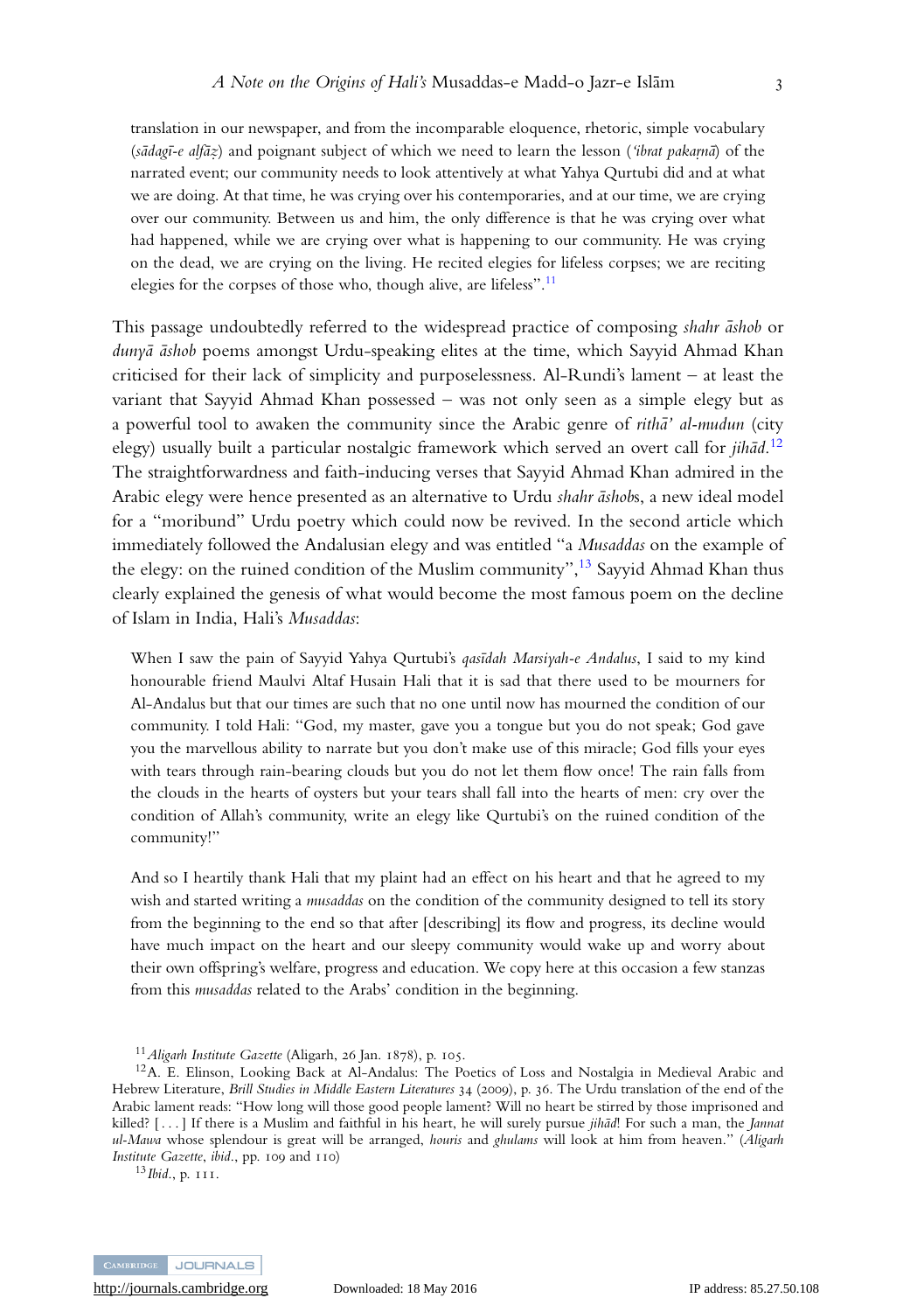translation in our newspaper, and from the incomparable eloquence, rhetoric, simple vocabulary (*sādagī-e alfāẓ*) and poignant subject of which we need to learn the lesson (*'ibrat pakaṛnā*) of the narrated event; our community needs to look attentively at what Yahya Qurtubi did and at what we are doing. At that time, he was crying over his contemporaries, and at our time, we are crying over our community. Between us and him, the only difference is that he was crying over what had happened, while we are crying over what is happening to our community. He was crying on the dead, we are crying on the living. He recited elegies for lifeless corpses; we are reciting elegies for the corpses of those who, though alive, are lifeless".[11]

This passage undoubtedly referred to the widespread practice of composing *shahr āshob* or *dunyā āshob* poems amongst Urdu-speaking elites at the time, which Sayyid Ahmad Khan criticised for their lack of simplicity and purposelessness. Al-Rundi's lament – at least the variant that Sayyid Ahmad Khan possessed – was not only seen as a simple elegy but as a powerful tool to awaken the community since the Arabic genre of *rithā' al-mudun* (city elegy) usually built a particular nostalgic framework which served an overt call for *jihād*.[12] The straightforwardness and faith-inducing verses that Sayyid Ahmad Khan admired in the Arabic elegy were hence presented as an alternative to Urdu *shahr āshob*s, a new ideal model for a "moribund" Urdu poetry which could now be revived. In the second article which immediately followed the Andalusian elegy and was entitled "a *Musaddas* on the example of the elegy: on the ruined condition of the Muslim community",[13] Sayyid Ahmad Khan thus clearly explained the genesis of what would become the most famous poem on the decline of Islam in India, Hali's *Musaddas*:

> When I saw the pain of Sayyid Yahya Qurtubi's *qasīdah Marsiyah-e Andalus*, I said to my kind honourable friend Maulvi Altaf Husain Hali that it is sad that there used to be mourners for Al-Andalus but that our times are such that no one until now has mourned the condition of our community. I told Hali: "God, my master, gave you a tongue but you do not speak; God gave you the marvellous ability to narrate but you don't make use of this miracle; God fills your eyes with tears through rain-bearing clouds but you do not let them flow once! The rain falls from the clouds in the hearts of oysters but your tears shall fall into the hearts of men: cry over the condition of Allah's community, write an elegy like Qurtubi's on the ruined condition of the community!"
>
> And so I heartily thank Hali that my plaint had an effect on his heart and that he agreed to my wish and started writing a *musaddas* on the condition of the community designed to tell its story from the beginning to the end so that after [describing] its flow and progress, its decline would have much impact on the heart and our sleepy community would wake up and worry about their own offspring's welfare, progress and education. We copy here at this occasion a few stanzas from this *musaddas* related to the Arabs' condition in the beginning.

---

[11] *Aligarh Institute Gazette* (Aligarh, 26 Jan. 1878), p. 105.

[12] A. E. Elinson, Looking Back at Al-Andalus: The Poetics of Loss and Nostalgia in Medieval Arabic and Hebrew Literature, *Brill Studies in Middle Eastern Literatures* 34 (2009), p. 36. The Urdu translation of the end of the Arabic lament reads: "How long will those good people lament? Will no heart be stirred by those imprisoned and killed? [. . .] If there is a Muslim and faithful in his heart, he will surely pursue *jihād*! For such a man, the *Jannat ul-Mawa* whose splendour is great will be arranged, *houris* and *ghulams* will look at him from heaven." (*Aligarh Institute Gazette*, *ibid*., pp. 109 and 110)

[13] *Ibid*., p. 111.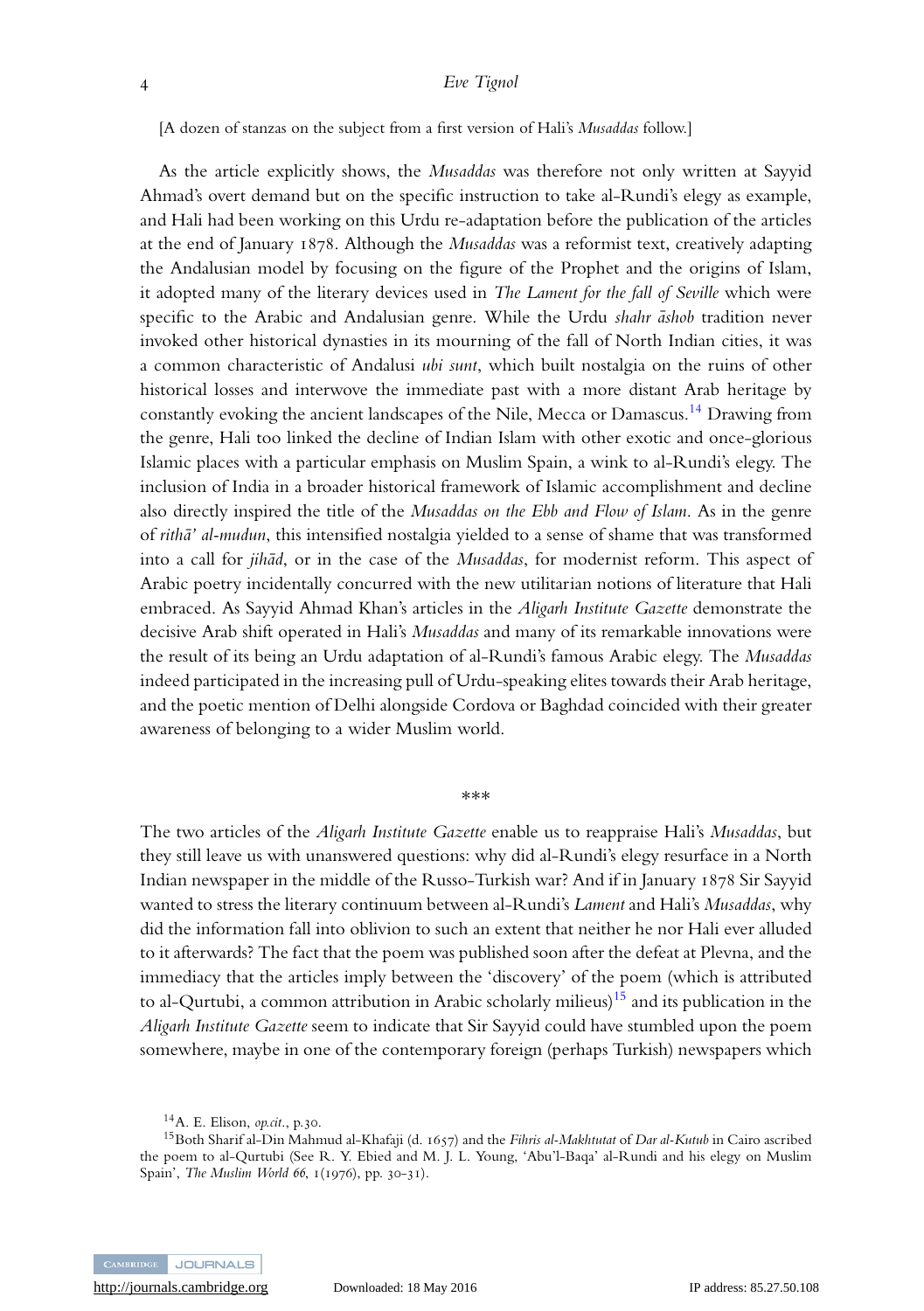[A dozen of stanzas on the subject from a first version of Hali's *Musaddas* follow.]

As the article explicitly shows, the *Musaddas* was therefore not only written at Sayyid Ahmad's overt demand but on the specific instruction to take al-Rundi's elegy as example, and Hali had been working on this Urdu re-adaptation before the publication of the articles at the end of January 1878. Although the *Musaddas* was a reformist text, creatively adapting the Andalusian model by focusing on the figure of the Prophet and the origins of Islam, it adopted many of the literary devices used in *The Lament for the fall of Seville* which were specific to the Arabic and Andalusian genre. While the Urdu *shahr āshob* tradition never invoked other historical dynasties in its mourning of the fall of North Indian cities, it was a common characteristic of Andalusi *ubi sunt*, which built nostalgia on the ruins of other historical losses and interwove the immediate past with a more distant Arab heritage by constantly evoking the ancient landscapes of the Nile, Mecca or Damascus.[14] Drawing from the genre, Hali too linked the decline of Indian Islam with other exotic and once-glorious Islamic places with a particular emphasis on Muslim Spain, a wink to al-Rundi's elegy. The inclusion of India in a broader historical framework of Islamic accomplishment and decline also directly inspired the title of the *Musaddas on the Ebb and Flow of Islam*. As in the genre of *rithā' al-mudun*, this intensified nostalgia yielded to a sense of shame that was transformed into a call for *jihād*, or in the case of the *Musaddas*, for modernist reform. This aspect of Arabic poetry incidentally concurred with the new utilitarian notions of literature that Hali embraced. As Sayyid Ahmad Khan's articles in the *Aligarh Institute Gazette* demonstrate the decisive Arab shift operated in Hali's *Musaddas* and many of its remarkable innovations were the result of its being an Urdu adaptation of al-Rundi's famous Arabic elegy. The *Musaddas* indeed participated in the increasing pull of Urdu-speaking elites towards their Arab heritage, and the poetic mention of Delhi alongside Cordova or Baghdad coincided with their greater awareness of belonging to a wider Muslim world.

\*\*\*

The two articles of the *Aligarh Institute Gazette* enable us to reappraise Hali's *Musaddas*, but they still leave us with unanswered questions: why did al-Rundi's elegy resurface in a North Indian newspaper in the middle of the Russo-Turkish war? And if in January 1878 Sir Sayyid wanted to stress the literary continuum between al-Rundi's *Lament* and Hali's *Musaddas*, why did the information fall into oblivion to such an extent that neither he nor Hali ever alluded to it afterwards? The fact that the poem was published soon after the defeat at Plevna, and the immediacy that the articles imply between the 'discovery' of the poem (which is attributed to al-Qurtubi, a common attribution in Arabic scholarly milieus)[15] and its publication in the *Aligarh Institute Gazette* seem to indicate that Sir Sayyid could have stumbled upon the poem somewhere, maybe in one of the contemporary foreign (perhaps Turkish) newspapers which

[14] A. E. Elison, *op.cit.*, p.30.

[15] Both Sharif al-Din Mahmud al-Khafaji (d. 1657) and the *Fihris al-Makhtutat* of *Dar al-Kutub* in Cairo ascribed the poem to al-Qurtubi (See R. Y. Ebied and M. J. L. Young, 'Abu'l-Baqa' al-Rundi and his elegy on Muslim Spain', *The Muslim World 66*, 1(1976), pp. 30-31).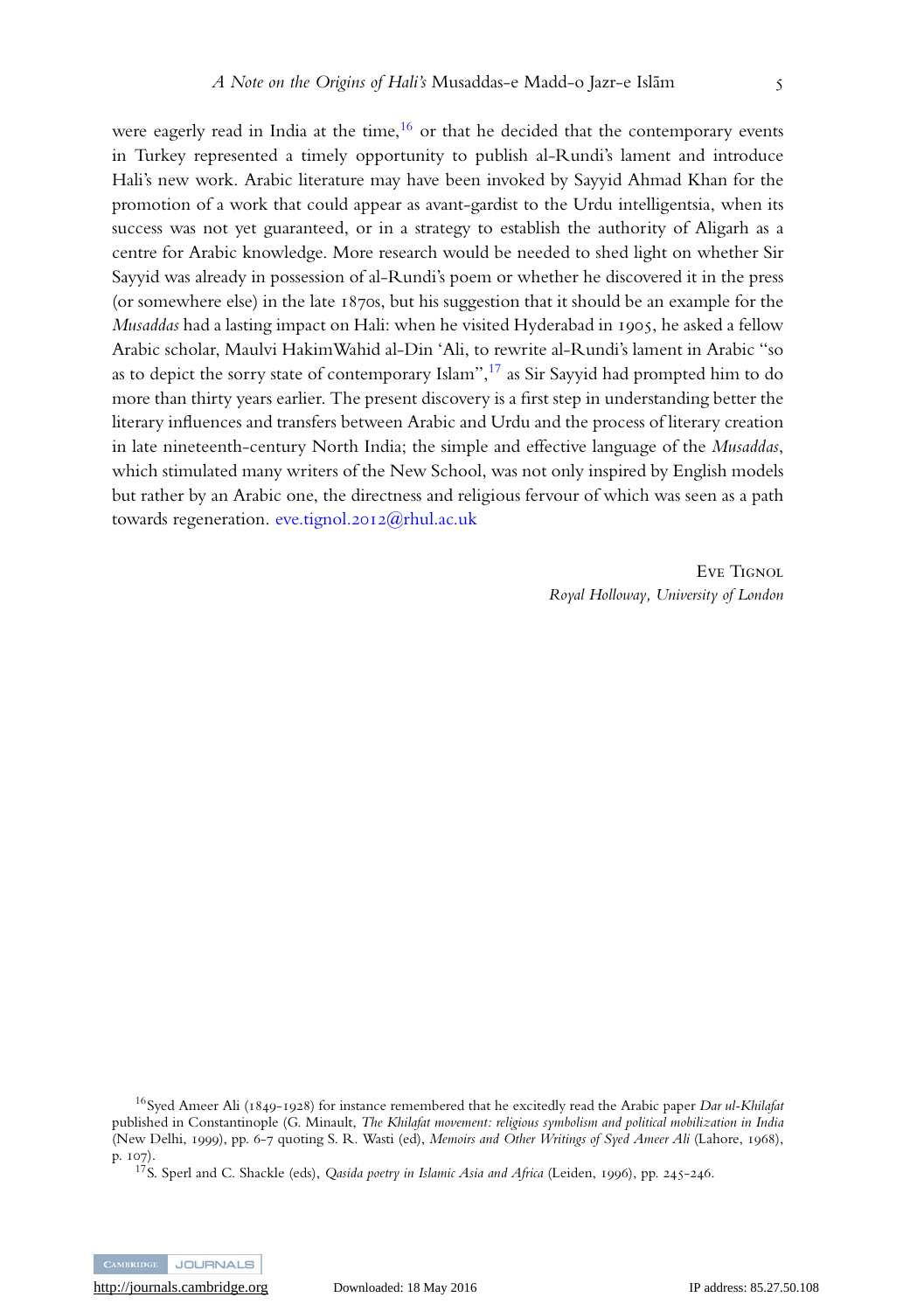were eagerly read in India at the time,[16] or that he decided that the contemporary events in Turkey represented a timely opportunity to publish al-Rundi's lament and introduce Hali's new work. Arabic literature may have been invoked by Sayyid Ahmad Khan for the promotion of a work that could appear as avant-gardist to the Urdu intelligentsia, when its success was not yet guaranteed, or in a strategy to establish the authority of Aligarh as a centre for Arabic knowledge. More research would be needed to shed light on whether Sir Sayyid was already in possession of al-Rundi's poem or whether he discovered it in the press (or somewhere else) in the late 1870s, but his suggestion that it should be an example for the *Musaddas* had a lasting impact on Hali: when he visited Hyderabad in 1905, he asked a fellow Arabic scholar, Maulvi HakimWahid al-Din 'Ali, to rewrite al-Rundi's lament in Arabic "so as to depict the sorry state of contemporary Islam",[17] as Sir Sayyid had prompted him to do more than thirty years earlier. The present discovery is a first step in understanding better the literary influences and transfers between Arabic and Urdu and the process of literary creation in late nineteenth-century North India; the simple and effective language of the *Musaddas*, which stimulated many writers of the New School, was not only inspired by English models but rather by an Arabic one, the directness and religious fervour of which was seen as a path towards regeneration. eve.tignol.2012@rhul.ac.uk

Eve Tignol
*Royal Holloway, University of London*

[16] Syed Ameer Ali (1849-1928) for instance remembered that he excitedly read the Arabic paper *Dar ul-Khilafat* published in Constantinople (G. Minault, *The Khilafat movement: religious symbolism and political mobilization in India* (New Delhi, 1999), pp. 6-7 quoting S. R. Wasti (ed), *Memoirs and Other Writings of Syed Ameer Ali* (Lahore, 1968), p. 107).

[17] S. Sperl and C. Shackle (eds), *Qasida poetry in Islamic Asia and Africa* (Leiden, 1996), pp. 245-246.